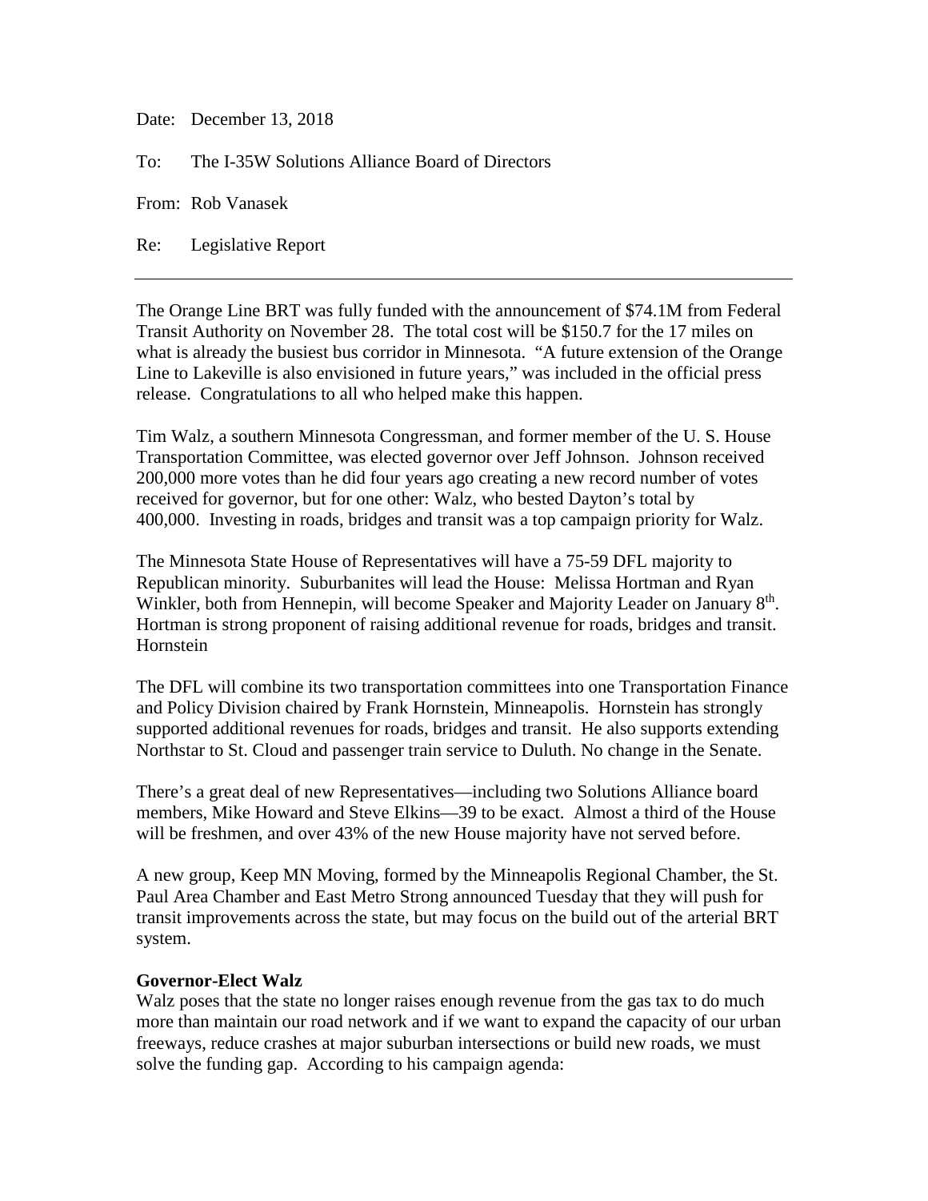Date: December 13, 2018

To: The I-35W Solutions Alliance Board of Directors

From: Rob Vanasek

Re: Legislative Report

---

The Orange Line BRT was fully funded with the announcement of $74.1M from Federal Transit Authority on November 28. The total cost will be $150.7 for the 17 miles on what is already the busiest bus corridor in Minnesota. "A future extension of the Orange Line to Lakeville is also envisioned in future years," was included in the official press release. Congratulations to all who helped make this happen.

Tim Walz, a southern Minnesota Congressman, and former member of the U. S. House Transportation Committee, was elected governor over Jeff Johnson. Johnson received 200,000 more votes than he did four years ago creating a new record number of votes received for governor, but for one other: Walz, who bested Dayton's total by 400,000. Investing in roads, bridges and transit was a top campaign priority for Walz.

The Minnesota State House of Representatives will have a 75-59 DFL majority to Republican minority. Suburbanites will lead the House: Melissa Hortman and Ryan Winkler, both from Hennepin, will become Speaker and Majority Leader on January 8th. Hortman is strong proponent of raising additional revenue for roads, bridges and transit. Hornstein

The DFL will combine its two transportation committees into one Transportation Finance and Policy Division chaired by Frank Hornstein, Minneapolis. Hornstein has strongly supported additional revenues for roads, bridges and transit. He also supports extending Northstar to St. Cloud and passenger train service to Duluth. No change in the Senate.

There's a great deal of new Representatives—including two Solutions Alliance board members, Mike Howard and Steve Elkins—39 to be exact. Almost a third of the House will be freshmen, and over 43% of the new House majority have not served before.

A new group, Keep MN Moving, formed by the Minneapolis Regional Chamber, the St. Paul Area Chamber and East Metro Strong announced Tuesday that they will push for transit improvements across the state, but may focus on the build out of the arterial BRT system.

**Governor-Elect Walz**

Walz poses that the state no longer raises enough revenue from the gas tax to do much more than maintain our road network and if we want to expand the capacity of our urban freeways, reduce crashes at major suburban intersections or build new roads, we must solve the funding gap. According to his campaign agenda: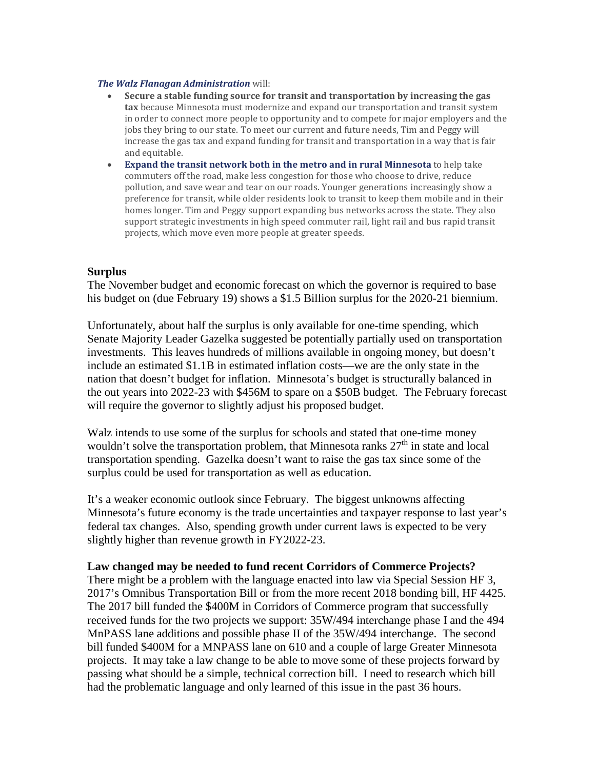***The Walz Flanagan Administration*** will:

- **Secure a stable funding source for transit and transportation by increasing the gas tax** because Minnesota must modernize and expand our transportation and transit system in order to connect more people to opportunity and to compete for major employers and the jobs they bring to our state. To meet our current and future needs, Tim and Peggy will increase the gas tax and expand funding for transit and transportation in a way that is fair and equitable.
- **Expand the transit network both in the metro and in rural Minnesota** to help take commuters off the road, make less congestion for those who choose to drive, reduce pollution, and save wear and tear on our roads. Younger generations increasingly show a preference for transit, while older residents look to transit to keep them mobile and in their homes longer. Tim and Peggy support expanding bus networks across the state. They also support strategic investments in high speed commuter rail, light rail and bus rapid transit projects, which move even more people at greater speeds.

**Surplus**

The November budget and economic forecast on which the governor is required to base his budget on (due February 19) shows a $1.5 Billion surplus for the 2020-21 biennium.

Unfortunately, about half the surplus is only available for one-time spending, which Senate Majority Leader Gazelka suggested be potentially partially used on transportation investments. This leaves hundreds of millions available in ongoing money, but doesn't include an estimated $1.1B in estimated inflation costs—we are the only state in the nation that doesn't budget for inflation. Minnesota's budget is structurally balanced in the out years into 2022-23 with $456M to spare on a $50B budget. The February forecast will require the governor to slightly adjust his proposed budget.

Walz intends to use some of the surplus for schools and stated that one-time money wouldn't solve the transportation problem, that Minnesota ranks 27th in state and local transportation spending. Gazelka doesn't want to raise the gas tax since some of the surplus could be used for transportation as well as education.

It's a weaker economic outlook since February. The biggest unknowns affecting Minnesota's future economy is the trade uncertainties and taxpayer response to last year's federal tax changes. Also, spending growth under current laws is expected to be very slightly higher than revenue growth in FY2022-23.

**Law changed may be needed to fund recent Corridors of Commerce Projects?**

There might be a problem with the language enacted into law via Special Session HF 3, 2017's Omnibus Transportation Bill or from the more recent 2018 bonding bill, HF 4425. The 2017 bill funded the $400M in Corridors of Commerce program that successfully received funds for the two projects we support: 35W/494 interchange phase I and the 494 MnPASS lane additions and possible phase II of the 35W/494 interchange. The second bill funded $400M for a MNPASS lane on 610 and a couple of large Greater Minnesota projects. It may take a law change to be able to move some of these projects forward by passing what should be a simple, technical correction bill. I need to research which bill had the problematic language and only learned of this issue in the past 36 hours.